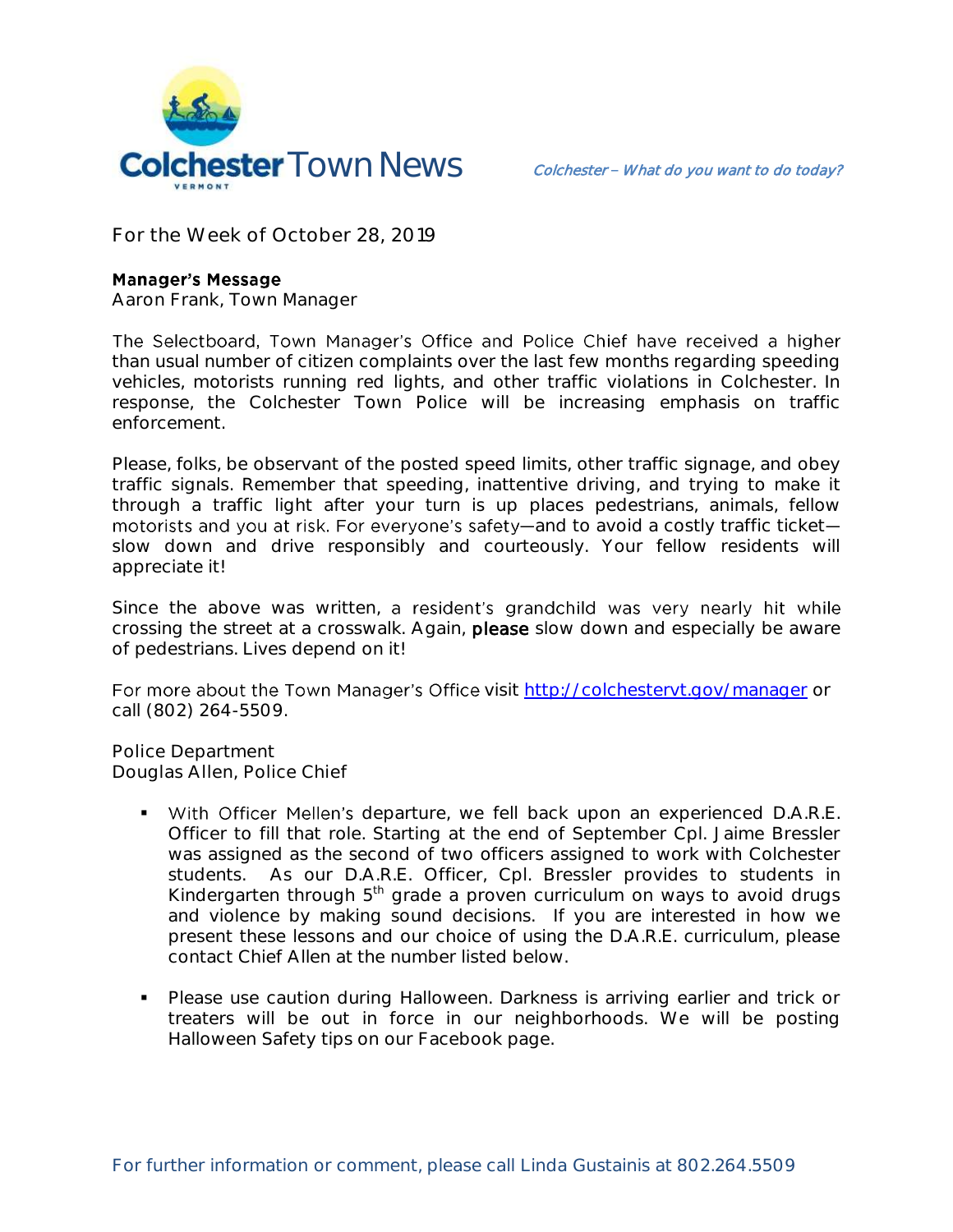# Colchester Town News

*Colchester – What do you want to do today?*

For the Week of October 28, 2019

## Manager's Message

Aaron Frank, Town Manager

The Selectboard, Town Manager's Office and Police Chief have received a higher than usual number of citizen complaints over the last few months regarding speeding vehicles, motorists running red lights, and other traffic violations in Colchester. In response, the Colchester Town Police will be increasing emphasis on traffic enforcement.

Please, folks, be observant of the posted speed limits, other traffic signage, and obey traffic signals. Remember that speeding, inattentive driving, and trying to make it through a traffic light after your turn is up places pedestrians, animals, fellow motorists and you at risk. For everyone's safety—and to avoid a costly traffic ticket—slow down and drive responsibly and courteously. Your fellow residents will appreciate it!

Since the above was written, a resident's grandchild was very nearly hit while crossing the street at a crosswalk. Again, **please** slow down and especially be aware of pedestrians. Lives depend on it!

For more about the Town Manager's Office visit [http://colchestervt.gov/manager](http://colchestervt.gov/manager) or call (802) 264-5509.

## Police Department

Douglas Allen, Police Chief

- With Officer Mellen's departure, we fell back upon an experienced D.A.R.E. Officer to fill that role. Starting at the end of September Cpl. Jaime Bressler was assigned as the second of two officers assigned to work with Colchester students. As our D.A.R.E. Officer, Cpl. Bressler provides to students in Kindergarten through 5th grade a proven curriculum on ways to avoid drugs and violence by making sound decisions. If you are interested in how we present these lessons and our choice of using the D.A.R.E. curriculum, please contact Chief Allen at the number listed below.

- Please use caution during Halloween. Darkness is arriving earlier and trick or treaters will be out in force in our neighborhoods. We will be posting Halloween Safety tips on our Facebook page.

For further information or comment, please call Linda Gustainis at 802.264.5509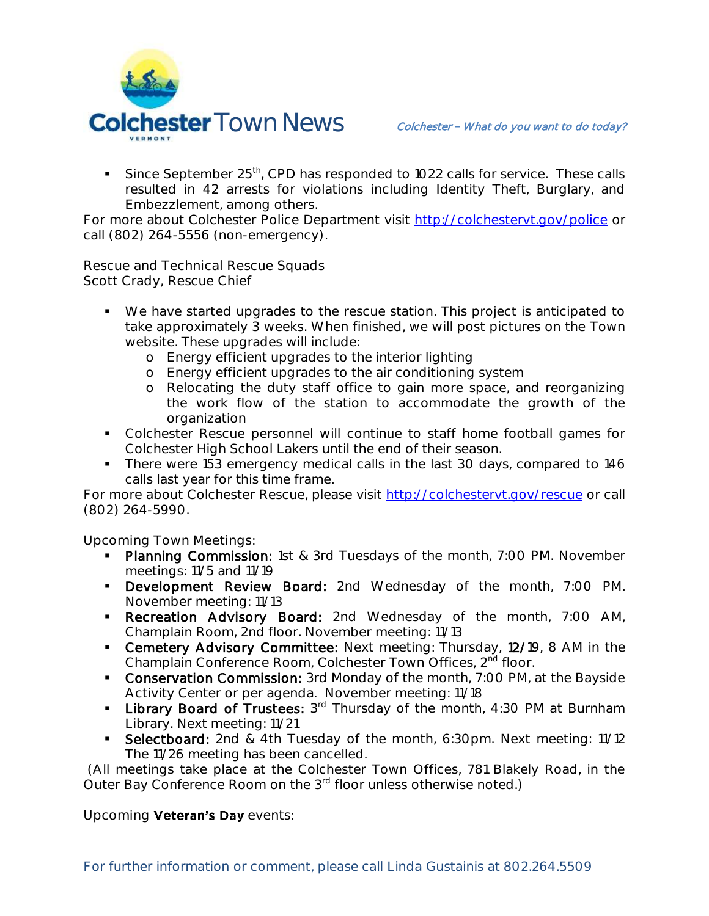- Since September 25th, CPD has responded to 1022 calls for service. These calls resulted in 42 arrests for violations including Identity Theft, Burglary, and Embezzlement, among others.

For more about Colchester Police Department visit http://colchestervt.gov/police or call (802) 264-5556 (non-emergency).

Rescue and Technical Rescue Squads
Scott Crady, Rescue Chief

- We have started upgrades to the rescue station. This project is anticipated to take approximately 3 weeks. When finished, we will post pictures on the Town website. These upgrades will include:
  - Energy efficient upgrades to the interior lighting
  - Energy efficient upgrades to the air conditioning system
  - Relocating the duty staff office to gain more space, and reorganizing the work flow of the station to accommodate the growth of the organization
- Colchester Rescue personnel will continue to staff home football games for Colchester High School Lakers until the end of their season.
- There were 153 emergency medical calls in the last 30 days, compared to 146 calls last year for this time frame.

For more about Colchester Rescue, please visit http://colchestervt.gov/rescue or call (802) 264-5990.

Upcoming Town Meetings:

- **Planning Commission:** 1st & 3rd Tuesdays of the month, 7:00 PM. November meetings: 11/5 and 11/19
- **Development Review Board:** 2nd Wednesday of the month, 7:00 PM. November meeting: 11/13
- **Recreation Advisory Board:** 2nd Wednesday of the month, 7:00 AM, Champlain Room, 2nd floor. November meeting: 11/13
- **Cemetery Advisory Committee:** Next meeting: Thursday, **12/**19, 8 AM in the Champlain Conference Room, Colchester Town Offices, 2nd floor.
- **Conservation Commission:** 3rd Monday of the month, 7:00 PM, at the Bayside Activity Center or per agenda. November meeting: 11/18
- **Library Board of Trustees:** 3rd Thursday of the month, 4:30 PM at Burnham Library. Next meeting: 11/21
- **Selectboard:** 2nd & 4th Tuesday of the month, 6:30pm. Next meeting: 11/12 The 11/26 meeting has been cancelled.

(All meetings take place at the Colchester Town Offices, 781 Blakely Road, in the Outer Bay Conference Room on the 3rd floor unless otherwise noted.)

Upcoming **Veteran's Day** events: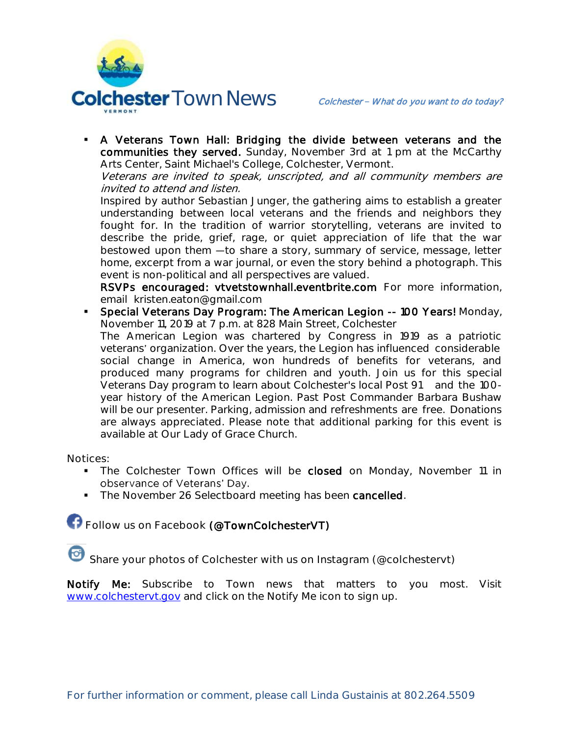- **A Veterans Town Hall: Bridging the divide between veterans and the communities they served.** Sunday, November 3rd at 1 pm at the McCarthy Arts Center, Saint Michael's College, Colchester, Vermont.
  *Veterans are invited to speak, unscripted, and all community members are invited to attend and listen.*
  Inspired by author Sebastian Junger, the gathering aims to establish a greater understanding between local veterans and the friends and neighbors they fought for. In the tradition of warrior storytelling, veterans are invited to describe the pride, grief, rage, or quiet appreciation of life that the war bestowed upon them —to share a story, summary of service, message, letter home, excerpt from a war journal, or even the story behind a photograph. This event is non-political and all perspectives are valued.
  **RSVPs encouraged: vtvetstownhall.eventbrite.com** For more information, email kristen.eaton@gmail.com
- **Special Veterans Day Program: The American Legion -- 100 Years!** Monday, November 11, 2019 at 7 p.m. at 828 Main Street, Colchester
  The American Legion was chartered by Congress in 1919 as a patriotic veterans' organization. Over the years, the Legion has influenced considerable social change in America, won hundreds of benefits for veterans, and produced many programs for children and youth. Join us for this special Veterans Day program to learn about Colchester's local Post 91 and the 100-year history of the American Legion. Past Post Commander Barbara Bushaw will be our presenter. Parking, admission and refreshments are free. Donations are always appreciated. Please note that additional parking for this event is available at Our Lady of Grace Church.

Notices:

- The Colchester Town Offices will be **closed** on Monday, November 11 in observance of Veterans' Day.
- The November 26 Selectboard meeting has been **cancelled**.

Follow us on Facebook **(@TownColchesterVT)**

Share your photos of Colchester with us on Instagram (@colchestervt)

**Notify Me:** Subscribe to Town news that matters to you most. Visit www.colchestervt.gov and click on the Notify Me icon to sign up.

For further information or comment, please call Linda Gustainis at 802.264.5509